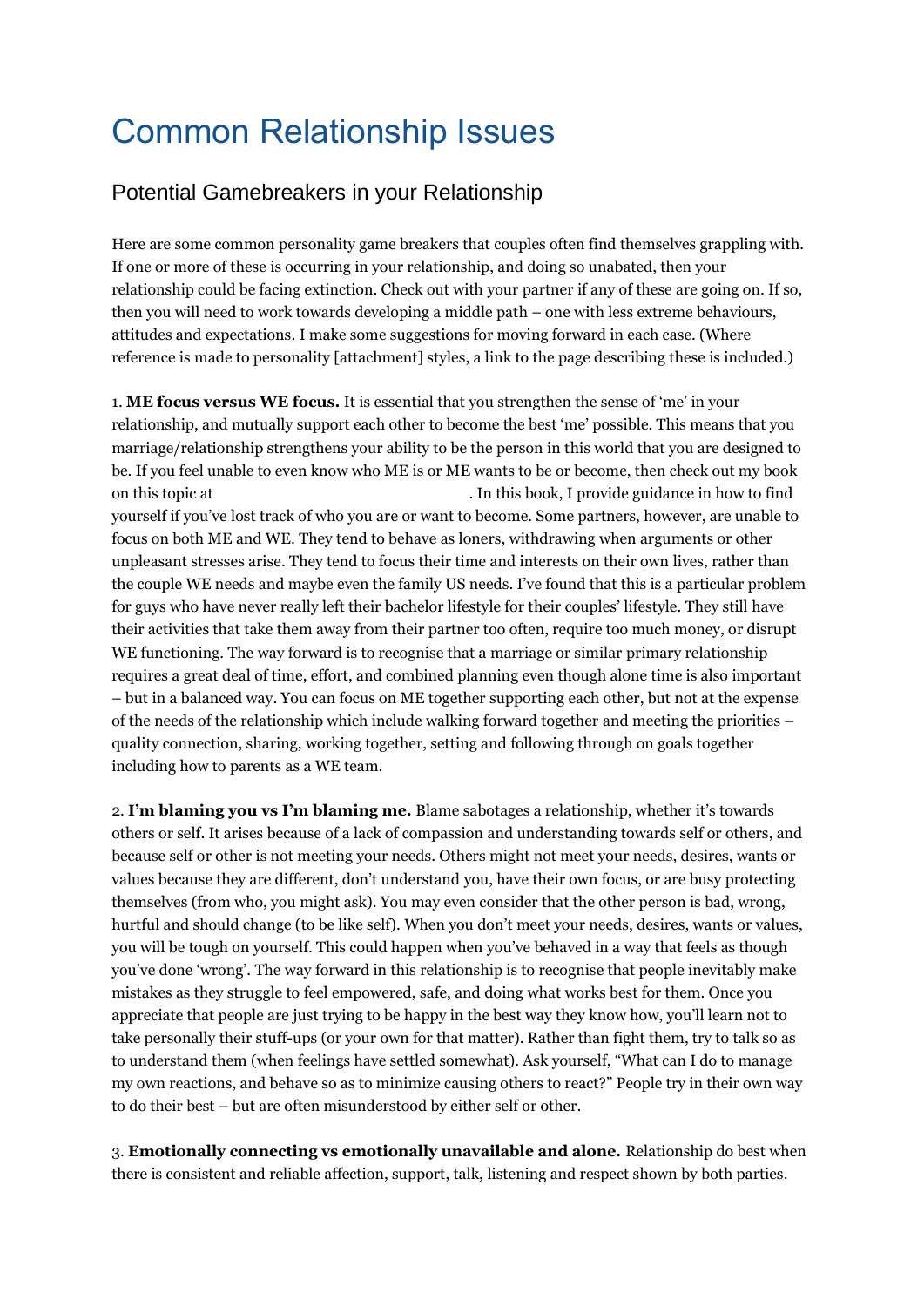# Common Relationship Issues

## Potential Gamebreakers in your Relationship

Here are some common personality game breakers that couples often find themselves grappling with. If one or more of these is occurring in your relationship, and doing so unabated, then your relationship could be facing extinction. Check out with your partner if any of these are going on. If so, then you will need to work towards developing a middle path – one with less extreme behaviours, attitudes and expectations. I make some suggestions for moving forward in each case. (Where reference is made to personality [attachment] styles, a link to the page describing these is included.)

1. **ME focus versus WE focus.** It is essential that you strengthen the sense of 'me' in your relationship, and mutually support each other to become the best 'me' possible. This means that you marriage/relationship strengthens your ability to be the person in this world that you are designed to be. If you feel unable to even know who ME is or ME wants to be or become, then check out my book on this topic at . In this book, I provide guidance in how to find yourself if you've lost track of who you are or want to become. Some partners, however, are unable to focus on both ME and WE. They tend to behave as loners, withdrawing when arguments or other unpleasant stresses arise. They tend to focus their time and interests on their own lives, rather than the couple WE needs and maybe even the family US needs. I've found that this is a particular problem for guys who have never really left their bachelor lifestyle for their couples' lifestyle. They still have their activities that take them away from their partner too often, require too much money, or disrupt WE functioning. The way forward is to recognise that a marriage or similar primary relationship requires a great deal of time, effort, and combined planning even though alone time is also important – but in a balanced way. You can focus on ME together supporting each other, but not at the expense of the needs of the relationship which include walking forward together and meeting the priorities – quality connection, sharing, working together, setting and following through on goals together including how to parents as a WE team.

2. **I'm blaming you vs I'm blaming me.** Blame sabotages a relationship, whether it's towards others or self. It arises because of a lack of compassion and understanding towards self or others, and because self or other is not meeting your needs. Others might not meet your needs, desires, wants or values because they are different, don't understand you, have their own focus, or are busy protecting themselves (from who, you might ask). You may even consider that the other person is bad, wrong, hurtful and should change (to be like self). When you don't meet your needs, desires, wants or values, you will be tough on yourself. This could happen when you've behaved in a way that feels as though you've done 'wrong'. The way forward in this relationship is to recognise that people inevitably make mistakes as they struggle to feel empowered, safe, and doing what works best for them. Once you appreciate that people are just trying to be happy in the best way they know how, you'll learn not to take personally their stuff-ups (or your own for that matter). Rather than fight them, try to talk so as to understand them (when feelings have settled somewhat). Ask yourself, "What can I do to manage my own reactions, and behave so as to minimize causing others to react?" People try in their own way to do their best – but are often misunderstood by either self or other.

3. **Emotionally connecting vs emotionally unavailable and alone.** Relationship do best when there is consistent and reliable affection, support, talk, listening and respect shown by both parties.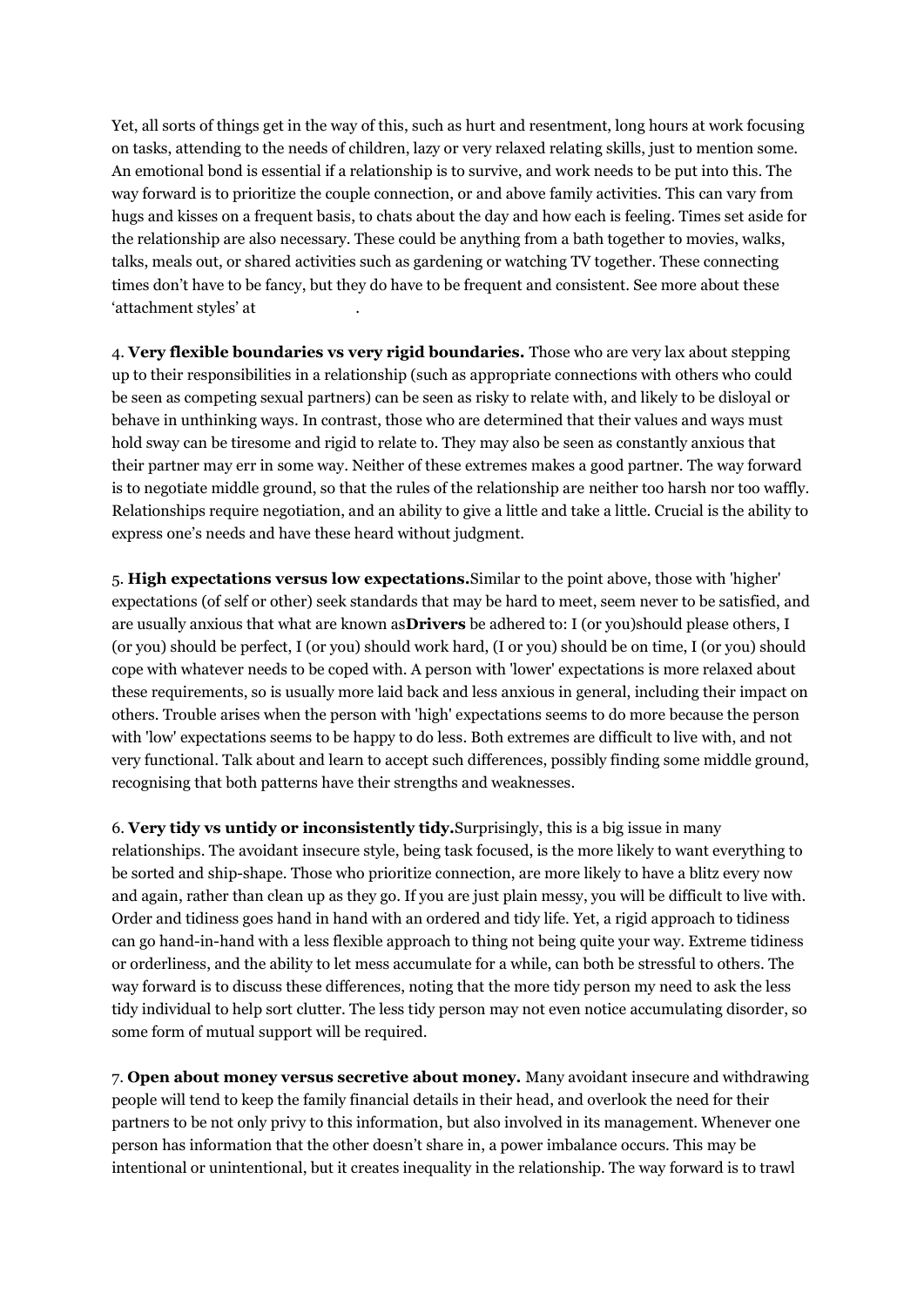Yet, all sorts of things get in the way of this, such as hurt and resentment, long hours at work focusing on tasks, attending to the needs of children, lazy or very relaxed relating skills, just to mention some. An emotional bond is essential if a relationship is to survive, and work needs to be put into this. The way forward is to prioritize the couple connection, or and above family activities. This can vary from hugs and kisses on a frequent basis, to chats about the day and how each is feeling. Times set aside for the relationship are also necessary. These could be anything from a bath together to movies, walks, talks, meals out, or shared activities such as gardening or watching TV together. These connecting times don't have to be fancy, but they do have to be frequent and consistent. See more about these 'attachment styles' at .

4. **Very flexible boundaries vs very rigid boundaries.** Those who are very lax about stepping up to their responsibilities in a relationship (such as appropriate connections with others who could be seen as competing sexual partners) can be seen as risky to relate with, and likely to be disloyal or behave in unthinking ways. In contrast, those who are determined that their values and ways must hold sway can be tiresome and rigid to relate to. They may also be seen as constantly anxious that their partner may err in some way. Neither of these extremes makes a good partner. The way forward is to negotiate middle ground, so that the rules of the relationship are neither too harsh nor too waffly. Relationships require negotiation, and an ability to give a little and take a little. Crucial is the ability to express one's needs and have these heard without judgment.

5. **High expectations versus low expectations.** Similar to the point above, those with 'higher' expectations (of self or other) seek standards that may be hard to meet, seem never to be satisfied, and are usually anxious that what are known as **Drivers** be adhered to: I (or you) should please others, I (or you) should be perfect, I (or you) should work hard, (I or you) should be on time, I (or you) should cope with whatever needs to be coped with. A person with 'lower' expectations is more relaxed about these requirements, so is usually more laid back and less anxious in general, including their impact on others. Trouble arises when the person with 'high' expectations seems to do more because the person with 'low' expectations seems to be happy to do less. Both extremes are difficult to live with, and not very functional. Talk about and learn to accept such differences, possibly finding some middle ground, recognising that both patterns have their strengths and weaknesses.

6. **Very tidy vs untidy or inconsistently tidy.** Surprisingly, this is a big issue in many relationships. The avoidant insecure style, being task focused, is the more likely to want everything to be sorted and ship-shape. Those who prioritize connection, are more likely to have a blitz every now and again, rather than clean up as they go. If you are just plain messy, you will be difficult to live with. Order and tidiness goes hand in hand with an ordered and tidy life. Yet, a rigid approach to tidiness can go hand-in-hand with a less flexible approach to thing not being quite your way. Extreme tidiness or orderliness, and the ability to let mess accumulate for a while, can both be stressful to others. The way forward is to discuss these differences, noting that the more tidy person my need to ask the less tidy individual to help sort clutter. The less tidy person may not even notice accumulating disorder, so some form of mutual support will be required.

7. **Open about money versus secretive about money.** Many avoidant insecure and withdrawing people will tend to keep the family financial details in their head, and overlook the need for their partners to be not only privy to this information, but also involved in its management. Whenever one person has information that the other doesn't share in, a power imbalance occurs. This may be intentional or unintentional, but it creates inequality in the relationship. The way forward is to trawl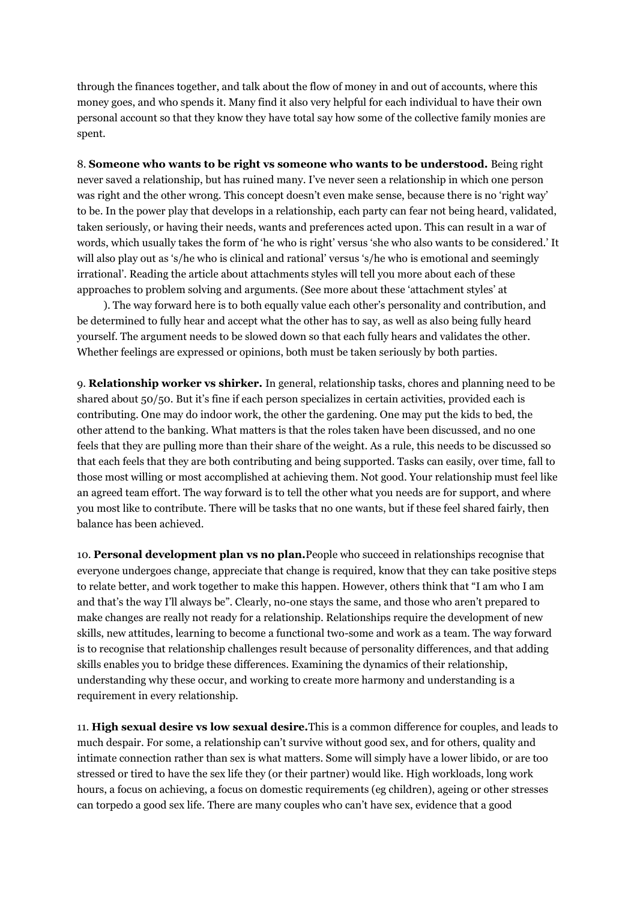through the finances together, and talk about the flow of money in and out of accounts, where this money goes, and who spends it. Many find it also very helpful for each individual to have their own personal account so that they know they have total say how some of the collective family monies are spent.

8. **Someone who wants to be right vs someone who wants to be understood.** Being right never saved a relationship, but has ruined many. I've never seen a relationship in which one person was right and the other wrong. This concept doesn't even make sense, because there is no 'right way' to be. In the power play that develops in a relationship, each party can fear not being heard, validated, taken seriously, or having their needs, wants and preferences acted upon. This can result in a war of words, which usually takes the form of 'he who is right' versus 'she who also wants to be considered.' It will also play out as 's/he who is clinical and rational' versus 's/he who is emotional and seemingly irrational'. Reading the article about attachments styles will tell you more about each of these approaches to problem solving and arguments. (See more about these 'attachment styles' at ). The way forward here is to both equally value each other's personality and contribution, and be determined to fully hear and accept what the other has to say, as well as also being fully heard yourself. The argument needs to be slowed down so that each fully hears and validates the other. Whether feelings are expressed or opinions, both must be taken seriously by both parties.

9. **Relationship worker vs shirker.** In general, relationship tasks, chores and planning need to be shared about 50/50. But it's fine if each person specializes in certain activities, provided each is contributing. One may do indoor work, the other the gardening. One may put the kids to bed, the other attend to the banking. What matters is that the roles taken have been discussed, and no one feels that they are pulling more than their share of the weight. As a rule, this needs to be discussed so that each feels that they are both contributing and being supported. Tasks can easily, over time, fall to those most willing or most accomplished at achieving them. Not good. Your relationship must feel like an agreed team effort. The way forward is to tell the other what you needs are for support, and where you most like to contribute. There will be tasks that no one wants, but if these feel shared fairly, then balance has been achieved.

10. **Personal development plan vs no plan.**People who succeed in relationships recognise that everyone undergoes change, appreciate that change is required, know that they can take positive steps to relate better, and work together to make this happen. However, others think that "I am who I am and that's the way I'll always be". Clearly, no-one stays the same, and those who aren't prepared to make changes are really not ready for a relationship. Relationships require the development of new skills, new attitudes, learning to become a functional two-some and work as a team. The way forward is to recognise that relationship challenges result because of personality differences, and that adding skills enables you to bridge these differences. Examining the dynamics of their relationship, understanding why these occur, and working to create more harmony and understanding is a requirement in every relationship.

11. **High sexual desire vs low sexual desire.**This is a common difference for couples, and leads to much despair. For some, a relationship can't survive without good sex, and for others, quality and intimate connection rather than sex is what matters. Some will simply have a lower libido, or are too stressed or tired to have the sex life they (or their partner) would like. High workloads, long work hours, a focus on achieving, a focus on domestic requirements (eg children), ageing or other stresses can torpedo a good sex life. There are many couples who can't have sex, evidence that a good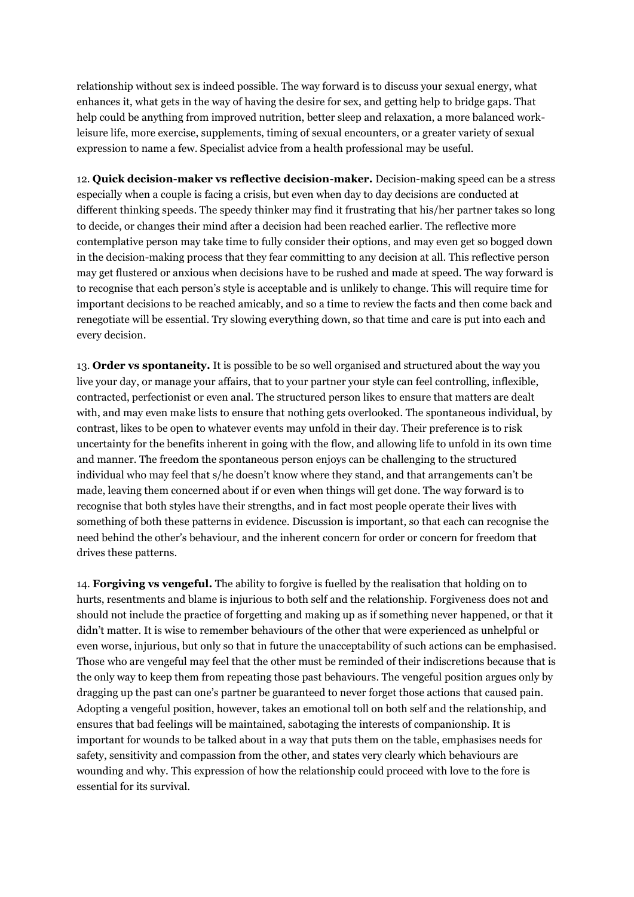relationship without sex is indeed possible. The way forward is to discuss your sexual energy, what enhances it, what gets in the way of having the desire for sex, and getting help to bridge gaps. That help could be anything from improved nutrition, better sleep and relaxation, a more balanced work-leisure life, more exercise, supplements, timing of sexual encounters, or a greater variety of sexual expression to name a few. Specialist advice from a health professional may be useful.

12. **Quick decision-maker vs reflective decision-maker.** Decision-making speed can be a stress especially when a couple is facing a crisis, but even when day to day decisions are conducted at different thinking speeds. The speedy thinker may find it frustrating that his/her partner takes so long to decide, or changes their mind after a decision had been reached earlier. The reflective more contemplative person may take time to fully consider their options, and may even get so bogged down in the decision-making process that they fear committing to any decision at all. This reflective person may get flustered or anxious when decisions have to be rushed and made at speed. The way forward is to recognise that each person's style is acceptable and is unlikely to change. This will require time for important decisions to be reached amicably, and so a time to review the facts and then come back and renegotiate will be essential. Try slowing everything down, so that time and care is put into each and every decision.

13. **Order vs spontaneity.** It is possible to be so well organised and structured about the way you live your day, or manage your affairs, that to your partner your style can feel controlling, inflexible, contracted, perfectionist or even anal. The structured person likes to ensure that matters are dealt with, and may even make lists to ensure that nothing gets overlooked. The spontaneous individual, by contrast, likes to be open to whatever events may unfold in their day. Their preference is to risk uncertainty for the benefits inherent in going with the flow, and allowing life to unfold in its own time and manner. The freedom the spontaneous person enjoys can be challenging to the structured individual who may feel that s/he doesn't know where they stand, and that arrangements can't be made, leaving them concerned about if or even when things will get done. The way forward is to recognise that both styles have their strengths, and in fact most people operate their lives with something of both these patterns in evidence. Discussion is important, so that each can recognise the need behind the other's behaviour, and the inherent concern for order or concern for freedom that drives these patterns.

14. **Forgiving vs vengeful.** The ability to forgive is fuelled by the realisation that holding on to hurts, resentments and blame is injurious to both self and the relationship. Forgiveness does not and should not include the practice of forgetting and making up as if something never happened, or that it didn't matter. It is wise to remember behaviours of the other that were experienced as unhelpful or even worse, injurious, but only so that in future the unacceptability of such actions can be emphasised. Those who are vengeful may feel that the other must be reminded of their indiscretions because that is the only way to keep them from repeating those past behaviours. The vengeful position argues only by dragging up the past can one's partner be guaranteed to never forget those actions that caused pain. Adopting a vengeful position, however, takes an emotional toll on both self and the relationship, and ensures that bad feelings will be maintained, sabotaging the interests of companionship. It is important for wounds to be talked about in a way that puts them on the table, emphasises needs for safety, sensitivity and compassion from the other, and states very clearly which behaviours are wounding and why. This expression of how the relationship could proceed with love to the fore is essential for its survival.